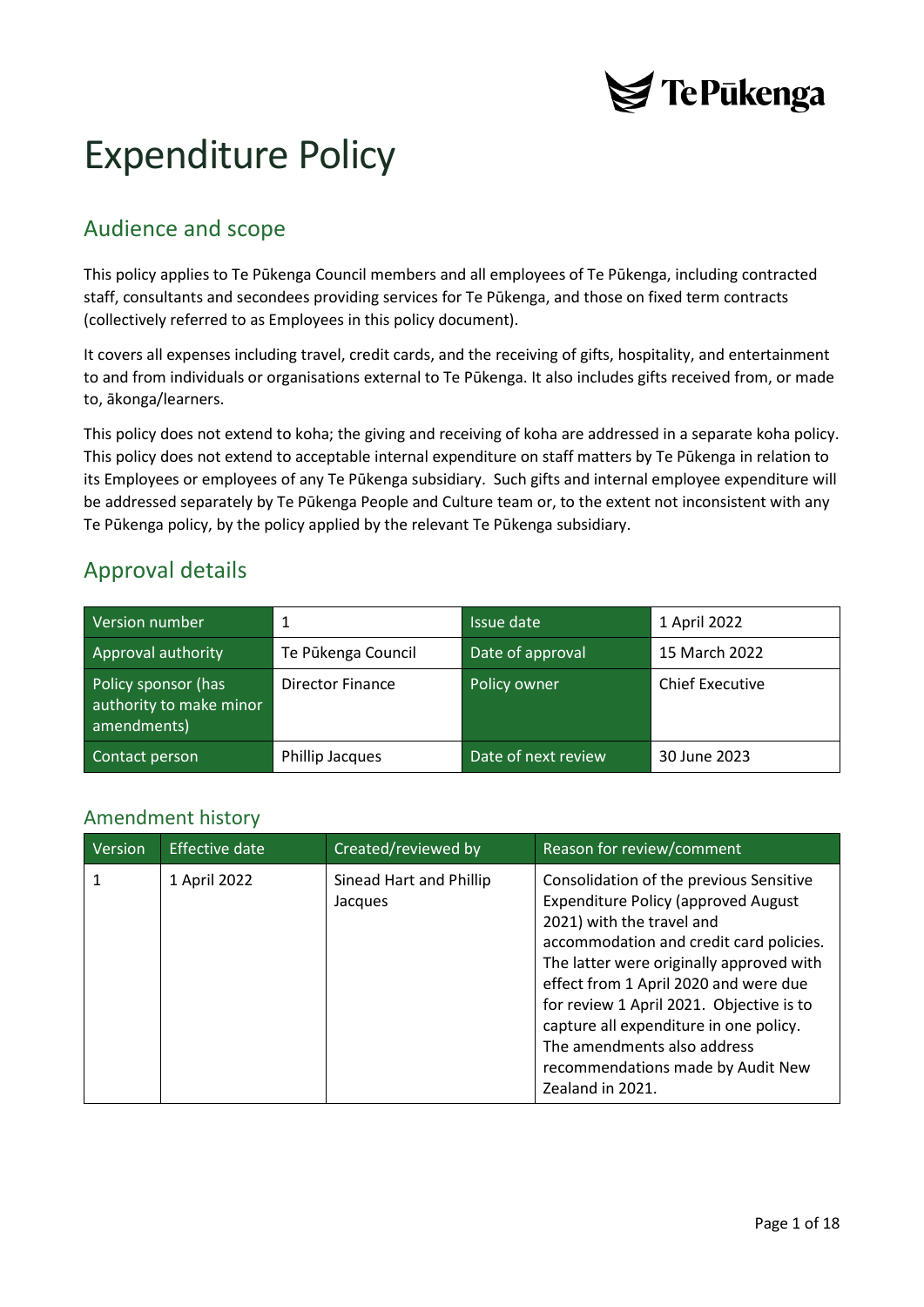# Expenditure Policy

## Audience and scope

This policy applies to Te Pūkenga Council members and all employees of Te Pūkenga, including contracted staff, consultants and secondees providing services for Te Pūkenga, and those on fixed term contracts (collectively referred to as Employees in this policy document).

It covers all expenses including travel, credit cards, and the receiving of gifts, hospitality, and entertainment to and from individuals or organisations external to Te Pūkenga. It also includes gifts received from, or made to, ākonga/learners.

This policy does not extend to koha; the giving and receiving of koha are addressed in a separate koha policy. This policy does not extend to acceptable internal expenditure on staff matters by Te Pūkenga in relation to its Employees or employees of any Te Pūkenga subsidiary. Such gifts and internal employee expenditure will be addressed separately by Te Pūkenga People and Culture team or, to the extent not inconsistent with any Te Pūkenga policy, by the policy applied by the relevant Te Pūkenga subsidiary.

## Approval details

| Version number | 1 | Issue date | 1 April 2022 |
|---|---|---|---|
| Approval authority | Te Pūkenga Council | Date of approval | 15 March 2022 |
| Policy sponsor (has authority to make minor amendments) | Director Finance | Policy owner | Chief Executive |
| Contact person | Phillip Jacques | Date of next review | 30 June 2023 |

### Amendment history

| Version | Effective date | Created/reviewed by | Reason for review/comment |
|---|---|---|---|
| 1 | 1 April 2022 | Sinead Hart and Phillip Jacques | Consolidation of the previous Sensitive Expenditure Policy (approved August 2021) with the travel and accommodation and credit card policies. The latter were originally approved with effect from 1 April 2020 and were due for review 1 April 2021. Objective is to capture all expenditure in one policy. The amendments also address recommendations made by Audit New Zealand in 2021. |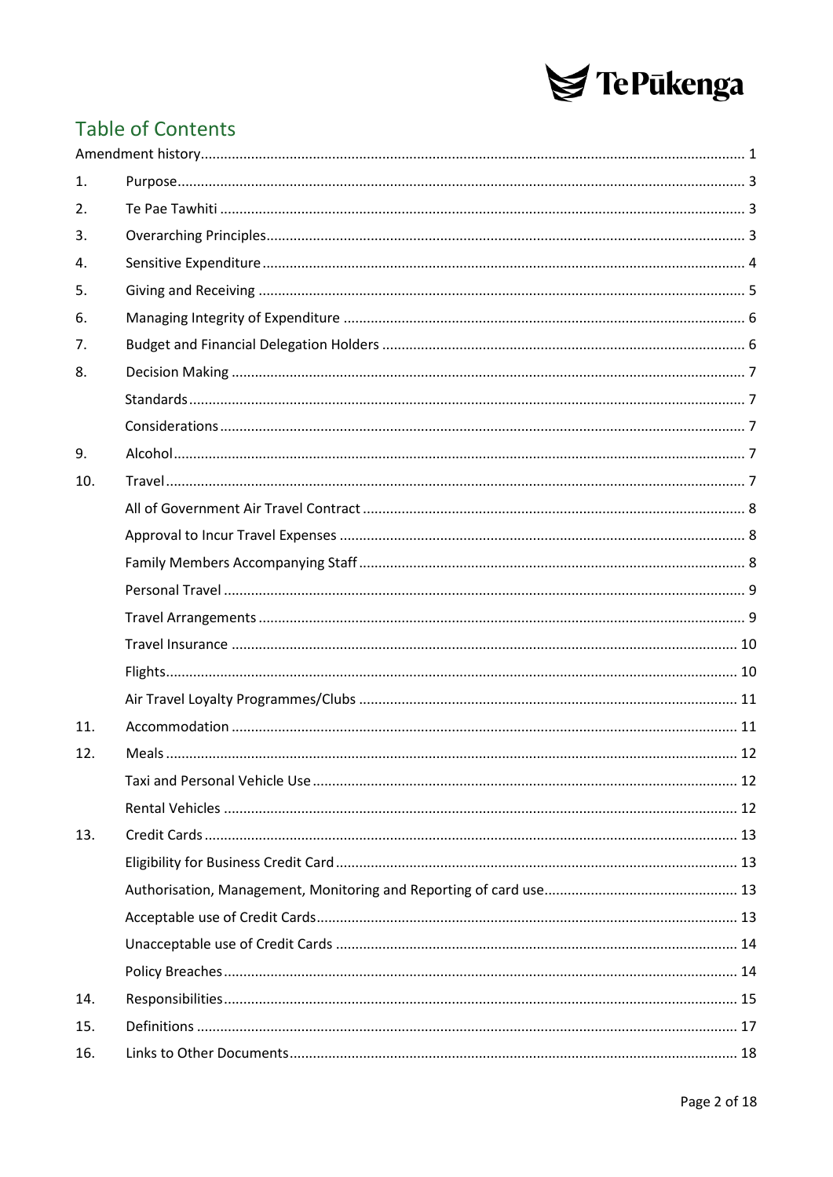## Table of Contents

Amendment history .......... 1

1. Purpose .......... 3
2. Te Pae Tawhiti .......... 3
3. Overarching Principles .......... 3
4. Sensitive Expenditure .......... 4
5. Giving and Receiving .......... 5
6. Managing Integrity of Expenditure .......... 6
7. Budget and Financial Delegation Holders .......... 6
8. Decision Making .......... 7
   - Standards .......... 7
   - Considerations .......... 7
9. Alcohol .......... 7
10. Travel .......... 7
    - All of Government Air Travel Contract .......... 8
    - Approval to Incur Travel Expenses .......... 8
    - Family Members Accompanying Staff .......... 8
    - Personal Travel .......... 9
    - Travel Arrangements .......... 9
    - Travel Insurance .......... 10
    - Flights .......... 10
    - Air Travel Loyalty Programmes/Clubs .......... 11
11. Accommodation .......... 11
12. Meals .......... 12
    - Taxi and Personal Vehicle Use .......... 12
    - Rental Vehicles .......... 12
13. Credit Cards .......... 13
    - Eligibility for Business Credit Card .......... 13
    - Authorisation, Management, Monitoring and Reporting of card use .......... 13
    - Acceptable use of Credit Cards .......... 13
    - Unacceptable use of Credit Cards .......... 14
    - Policy Breaches .......... 14
14. Responsibilities .......... 15
15. Definitions .......... 17
16. Links to Other Documents .......... 18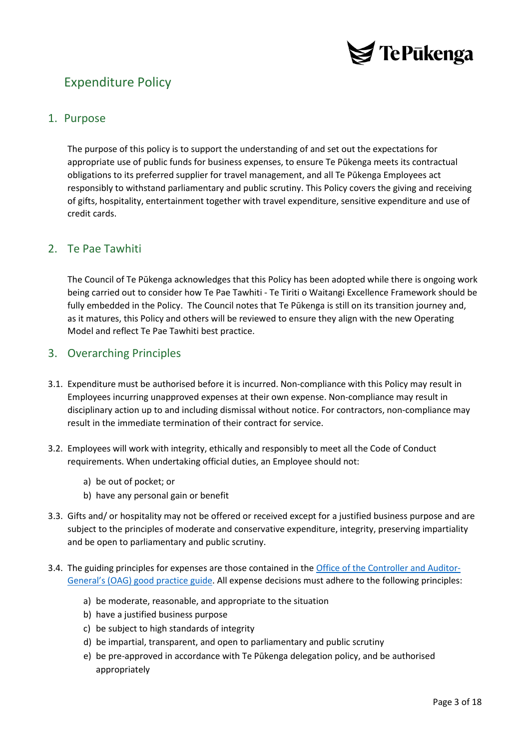# Expenditure Policy

## 1. Purpose

The purpose of this policy is to support the understanding of and set out the expectations for appropriate use of public funds for business expenses, to ensure Te Pūkenga meets its contractual obligations to its preferred supplier for travel management, and all Te Pūkenga Employees act responsibly to withstand parliamentary and public scrutiny. This Policy covers the giving and receiving of gifts, hospitality, entertainment together with travel expenditure, sensitive expenditure and use of credit cards.

## 2. Te Pae Tawhiti

The Council of Te Pūkenga acknowledges that this Policy has been adopted while there is ongoing work being carried out to consider how Te Pae Tawhiti - Te Tiriti o Waitangi Excellence Framework should be fully embedded in the Policy. The Council notes that Te Pūkenga is still on its transition journey and, as it matures, this Policy and others will be reviewed to ensure they align with the new Operating Model and reflect Te Pae Tawhiti best practice.

## 3. Overarching Principles

3.1. Expenditure must be authorised before it is incurred. Non-compliance with this Policy may result in Employees incurring unapproved expenses at their own expense. Non-compliance may result in disciplinary action up to and including dismissal without notice. For contractors, non-compliance may result in the immediate termination of their contract for service.

3.2. Employees will work with integrity, ethically and responsibly to meet all the Code of Conduct requirements. When undertaking official duties, an Employee should not:

   a) be out of pocket; or
   b) have any personal gain or benefit

3.3. Gifts and/ or hospitality may not be offered or received except for a justified business purpose and are subject to the principles of moderate and conservative expenditure, integrity, preserving impartiality and be open to parliamentary and public scrutiny.

3.4. The guiding principles for expenses are those contained in the Office of the Controller and Auditor-General's (OAG) good practice guide. All expense decisions must adhere to the following principles:

   a) be moderate, reasonable, and appropriate to the situation
   b) have a justified business purpose
   c) be subject to high standards of integrity
   d) be impartial, transparent, and open to parliamentary and public scrutiny
   e) be pre-approved in accordance with Te Pūkenga delegation policy, and be authorised appropriately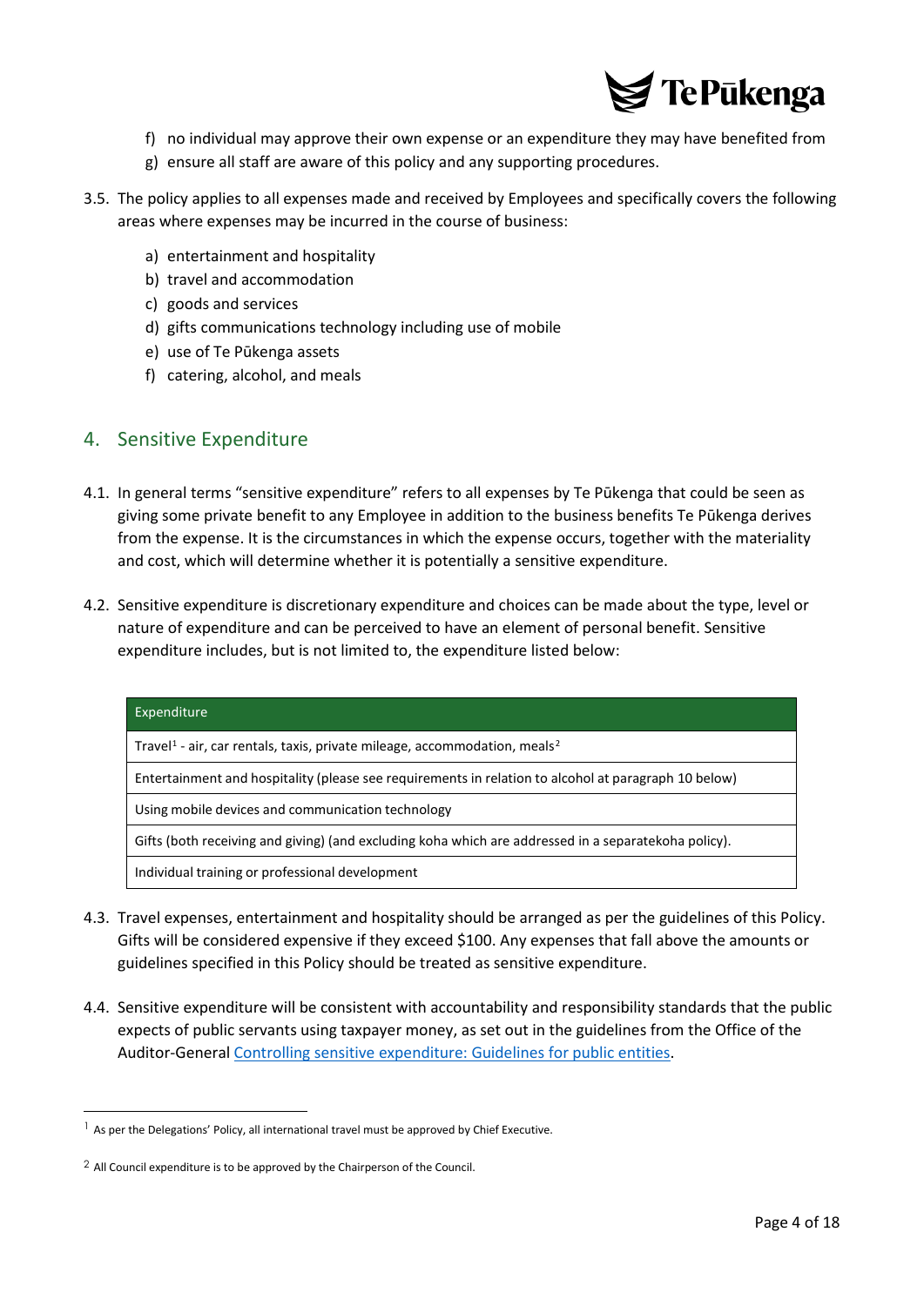f) no individual may approve their own expense or an expenditure they may have benefited from
g) ensure all staff are aware of this policy and any supporting procedures.

3.5. The policy applies to all expenses made and received by Employees and specifically covers the following areas where expenses may be incurred in the course of business:

a) entertainment and hospitality
b) travel and accommodation
c) goods and services
d) gifts communications technology including use of mobile
e) use of Te Pūkenga assets
f) catering, alcohol, and meals

## 4. Sensitive Expenditure

4.1. In general terms "sensitive expenditure" refers to all expenses by Te Pūkenga that could be seen as giving some private benefit to any Employee in addition to the business benefits Te Pūkenga derives from the expense. It is the circumstances in which the expense occurs, together with the materiality and cost, which will determine whether it is potentially a sensitive expenditure.

4.2. Sensitive expenditure is discretionary expenditure and choices can be made about the type, level or nature of expenditure and can be perceived to have an element of personal benefit. Sensitive expenditure includes, but is not limited to, the expenditure listed below:

| Expenditure |
| --- |
| Travel[1] - air, car rentals, taxis, private mileage, accommodation, meals[2] |
| Entertainment and hospitality (please see requirements in relation to alcohol at paragraph 10 below) |
| Using mobile devices and communication technology |
| Gifts (both receiving and giving) (and excluding koha which are addressed in a separatekoha policy). |
| Individual training or professional development |

4.3. Travel expenses, entertainment and hospitality should be arranged as per the guidelines of this Policy. Gifts will be considered expensive if they exceed $100. Any expenses that fall above the amounts or guidelines specified in this Policy should be treated as sensitive expenditure.

4.4. Sensitive expenditure will be consistent with accountability and responsibility standards that the public expects of public servants using taxpayer money, as set out in the guidelines from the Office of the Auditor-General Controlling sensitive expenditure: Guidelines for public entities.

---

[1] As per the Delegations' Policy, all international travel must be approved by Chief Executive.

[2] All Council expenditure is to be approved by the Chairperson of the Council.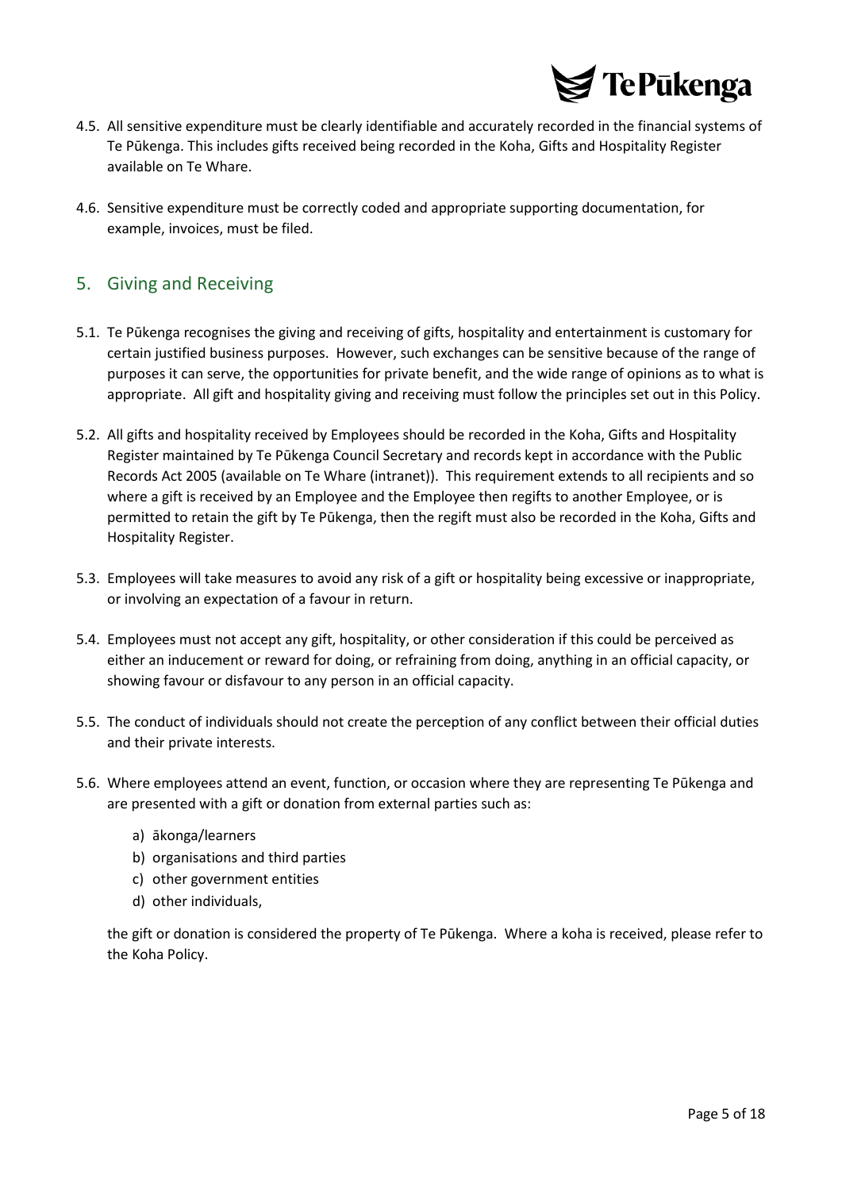4.5. All sensitive expenditure must be clearly identifiable and accurately recorded in the financial systems of Te Pūkenga. This includes gifts received being recorded in the Koha, Gifts and Hospitality Register available on Te Whare.

4.6. Sensitive expenditure must be correctly coded and appropriate supporting documentation, for example, invoices, must be filed.

## 5. Giving and Receiving

5.1. Te Pūkenga recognises the giving and receiving of gifts, hospitality and entertainment is customary for certain justified business purposes. However, such exchanges can be sensitive because of the range of purposes it can serve, the opportunities for private benefit, and the wide range of opinions as to what is appropriate. All gift and hospitality giving and receiving must follow the principles set out in this Policy.

5.2. All gifts and hospitality received by Employees should be recorded in the Koha, Gifts and Hospitality Register maintained by Te Pūkenga Council Secretary and records kept in accordance with the Public Records Act 2005 (available on Te Whare (intranet)). This requirement extends to all recipients and so where a gift is received by an Employee and the Employee then regifts to another Employee, or is permitted to retain the gift by Te Pūkenga, then the regift must also be recorded in the Koha, Gifts and Hospitality Register.

5.3. Employees will take measures to avoid any risk of a gift or hospitality being excessive or inappropriate, or involving an expectation of a favour in return.

5.4. Employees must not accept any gift, hospitality, or other consideration if this could be perceived as either an inducement or reward for doing, or refraining from doing, anything in an official capacity, or showing favour or disfavour to any person in an official capacity.

5.5. The conduct of individuals should not create the perception of any conflict between their official duties and their private interests.

5.6. Where employees attend an event, function, or occasion where they are representing Te Pūkenga and are presented with a gift or donation from external parties such as:

   a) ākonga/learners
   b) organisations and third parties
   c) other government entities
   d) other individuals,

   the gift or donation is considered the property of Te Pūkenga. Where a koha is received, please refer to the Koha Policy.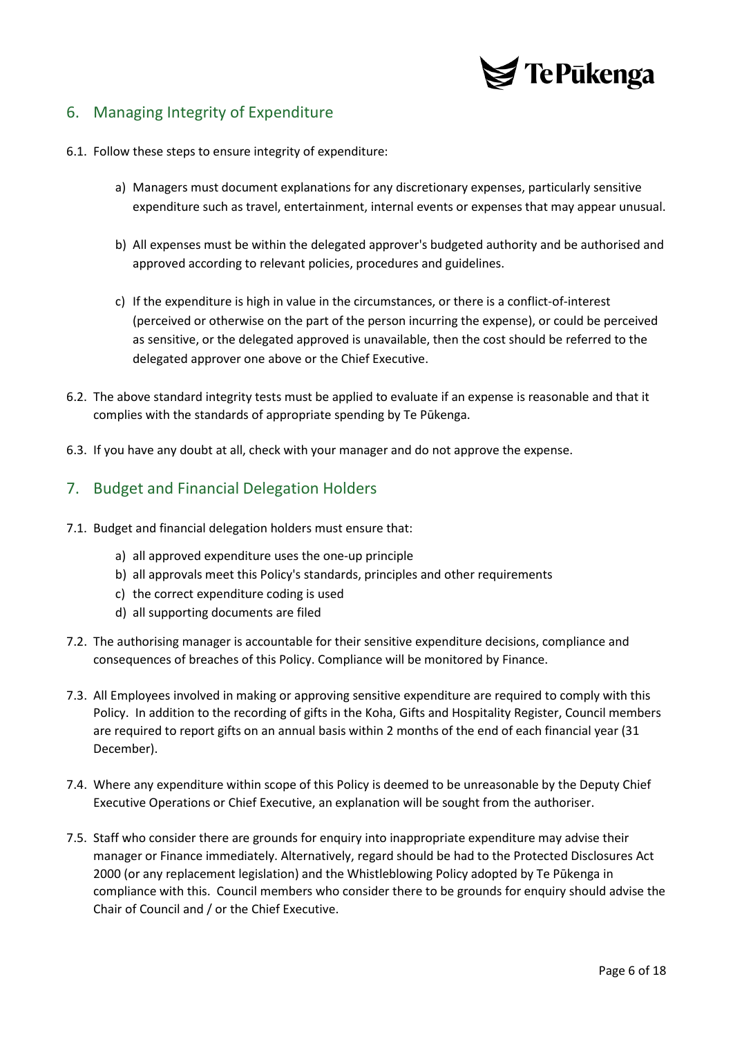## 6. Managing Integrity of Expenditure

6.1. Follow these steps to ensure integrity of expenditure:

a) Managers must document explanations for any discretionary expenses, particularly sensitive expenditure such as travel, entertainment, internal events or expenses that may appear unusual.

b) All expenses must be within the delegated approver's budgeted authority and be authorised and approved according to relevant policies, procedures and guidelines.

c) If the expenditure is high in value in the circumstances, or there is a conflict-of-interest (perceived or otherwise on the part of the person incurring the expense), or could be perceived as sensitive, or the delegated approved is unavailable, then the cost should be referred to the delegated approver one above or the Chief Executive.

6.2. The above standard integrity tests must be applied to evaluate if an expense is reasonable and that it complies with the standards of appropriate spending by Te Pūkenga.

6.3. If you have any doubt at all, check with your manager and do not approve the expense.

## 7. Budget and Financial Delegation Holders

7.1. Budget and financial delegation holders must ensure that:

a) all approved expenditure uses the one-up principle
b) all approvals meet this Policy's standards, principles and other requirements
c) the correct expenditure coding is used
d) all supporting documents are filed

7.2. The authorising manager is accountable for their sensitive expenditure decisions, compliance and consequences of breaches of this Policy. Compliance will be monitored by Finance.

7.3. All Employees involved in making or approving sensitive expenditure are required to comply with this Policy. In addition to the recording of gifts in the Koha, Gifts and Hospitality Register, Council members are required to report gifts on an annual basis within 2 months of the end of each financial year (31 December).

7.4. Where any expenditure within scope of this Policy is deemed to be unreasonable by the Deputy Chief Executive Operations or Chief Executive, an explanation will be sought from the authoriser.

7.5. Staff who consider there are grounds for enquiry into inappropriate expenditure may advise their manager or Finance immediately. Alternatively, regard should be had to the Protected Disclosures Act 2000 (or any replacement legislation) and the Whistleblowing Policy adopted by Te Pūkenga in compliance with this. Council members who consider there to be grounds for enquiry should advise the Chair of Council and / or the Chief Executive.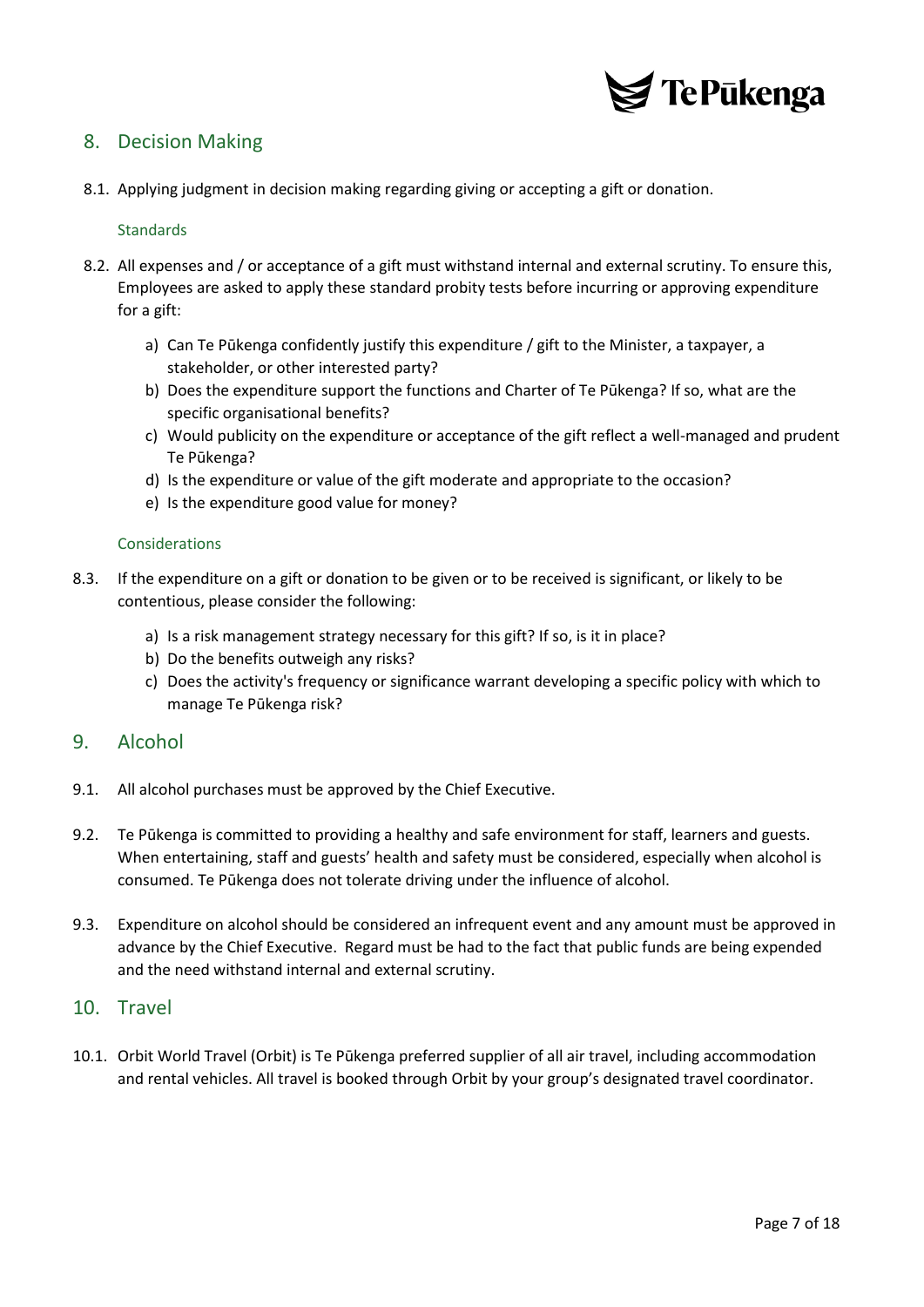## 8. Decision Making

8.1. Applying judgment in decision making regarding giving or accepting a gift or donation.

### Standards

8.2. All expenses and / or acceptance of a gift must withstand internal and external scrutiny. To ensure this, Employees are asked to apply these standard probity tests before incurring or approving expenditure for a gift:

a) Can Te Pūkenga confidently justify this expenditure / gift to the Minister, a taxpayer, a stakeholder, or other interested party?
b) Does the expenditure support the functions and Charter of Te Pūkenga? If so, what are the specific organisational benefits?
c) Would publicity on the expenditure or acceptance of the gift reflect a well-managed and prudent Te Pūkenga?
d) Is the expenditure or value of the gift moderate and appropriate to the occasion?
e) Is the expenditure good value for money?

### Considerations

8.3. If the expenditure on a gift or donation to be given or to be received is significant, or likely to be contentious, please consider the following:

a) Is a risk management strategy necessary for this gift? If so, is it in place?
b) Do the benefits outweigh any risks?
c) Does the activity's frequency or significance warrant developing a specific policy with which to manage Te Pūkenga risk?

## 9. Alcohol

9.1. All alcohol purchases must be approved by the Chief Executive.

9.2. Te Pūkenga is committed to providing a healthy and safe environment for staff, learners and guests. When entertaining, staff and guests' health and safety must be considered, especially when alcohol is consumed. Te Pūkenga does not tolerate driving under the influence of alcohol.

9.3. Expenditure on alcohol should be considered an infrequent event and any amount must be approved in advance by the Chief Executive. Regard must be had to the fact that public funds are being expended and the need withstand internal and external scrutiny.

## 10. Travel

10.1. Orbit World Travel (Orbit) is Te Pūkenga preferred supplier of all air travel, including accommodation and rental vehicles. All travel is booked through Orbit by your group's designated travel coordinator.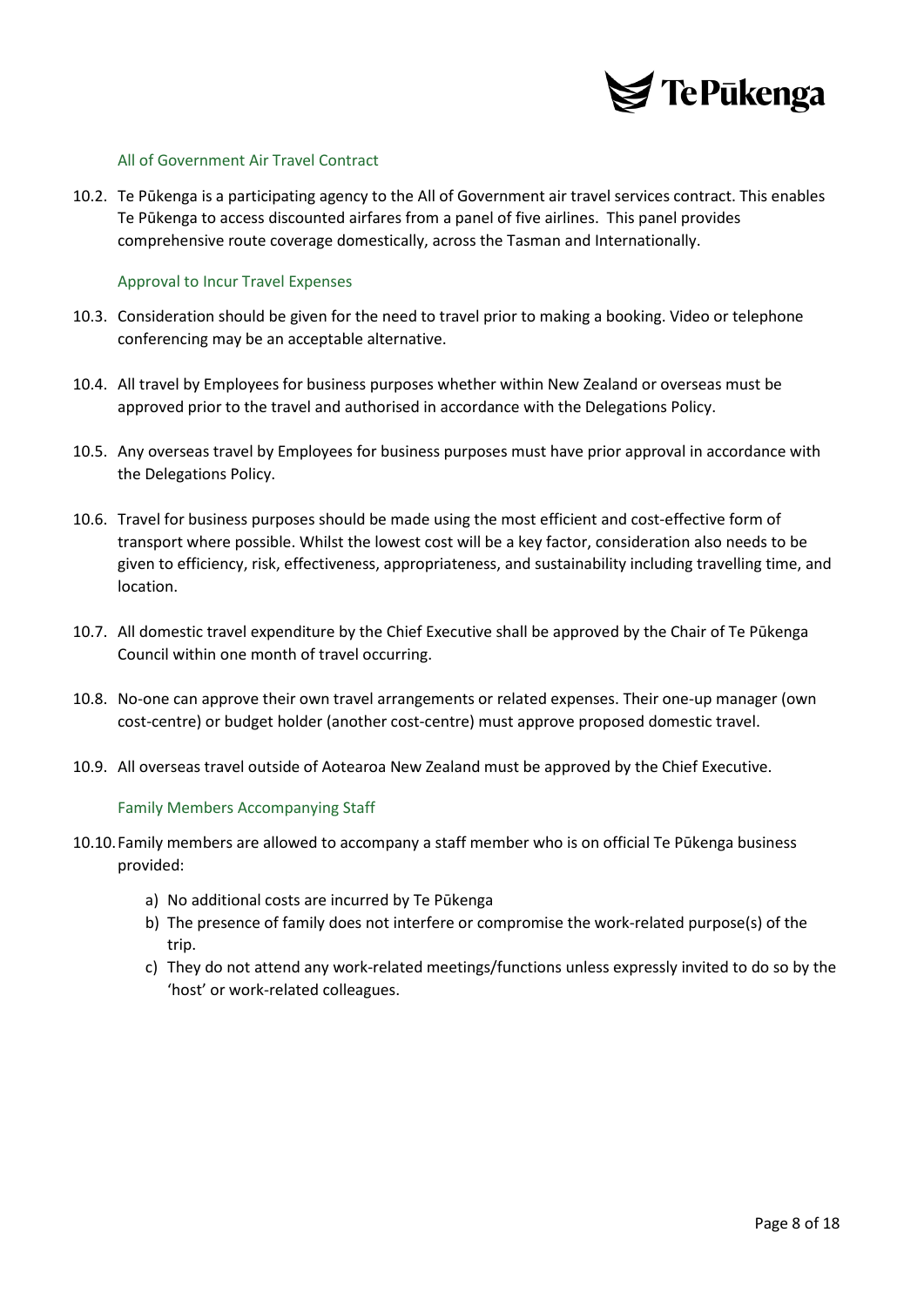### All of Government Air Travel Contract

10.2. Te Pūkenga is a participating agency to the All of Government air travel services contract. This enables Te Pūkenga to access discounted airfares from a panel of five airlines. This panel provides comprehensive route coverage domestically, across the Tasman and Internationally.

### Approval to Incur Travel Expenses

10.3. Consideration should be given for the need to travel prior to making a booking. Video or telephone conferencing may be an acceptable alternative.

10.4. All travel by Employees for business purposes whether within New Zealand or overseas must be approved prior to the travel and authorised in accordance with the Delegations Policy.

10.5. Any overseas travel by Employees for business purposes must have prior approval in accordance with the Delegations Policy.

10.6. Travel for business purposes should be made using the most efficient and cost-effective form of transport where possible. Whilst the lowest cost will be a key factor, consideration also needs to be given to efficiency, risk, effectiveness, appropriateness, and sustainability including travelling time, and location.

10.7. All domestic travel expenditure by the Chief Executive shall be approved by the Chair of Te Pūkenga Council within one month of travel occurring.

10.8. No-one can approve their own travel arrangements or related expenses. Their one-up manager (own cost-centre) or budget holder (another cost-centre) must approve proposed domestic travel.

10.9. All overseas travel outside of Aotearoa New Zealand must be approved by the Chief Executive.

### Family Members Accompanying Staff

10.10. Family members are allowed to accompany a staff member who is on official Te Pūkenga business provided:

a) No additional costs are incurred by Te Pūkenga
b) The presence of family does not interfere or compromise the work-related purpose(s) of the trip.
c) They do not attend any work-related meetings/functions unless expressly invited to do so by the 'host' or work-related colleagues.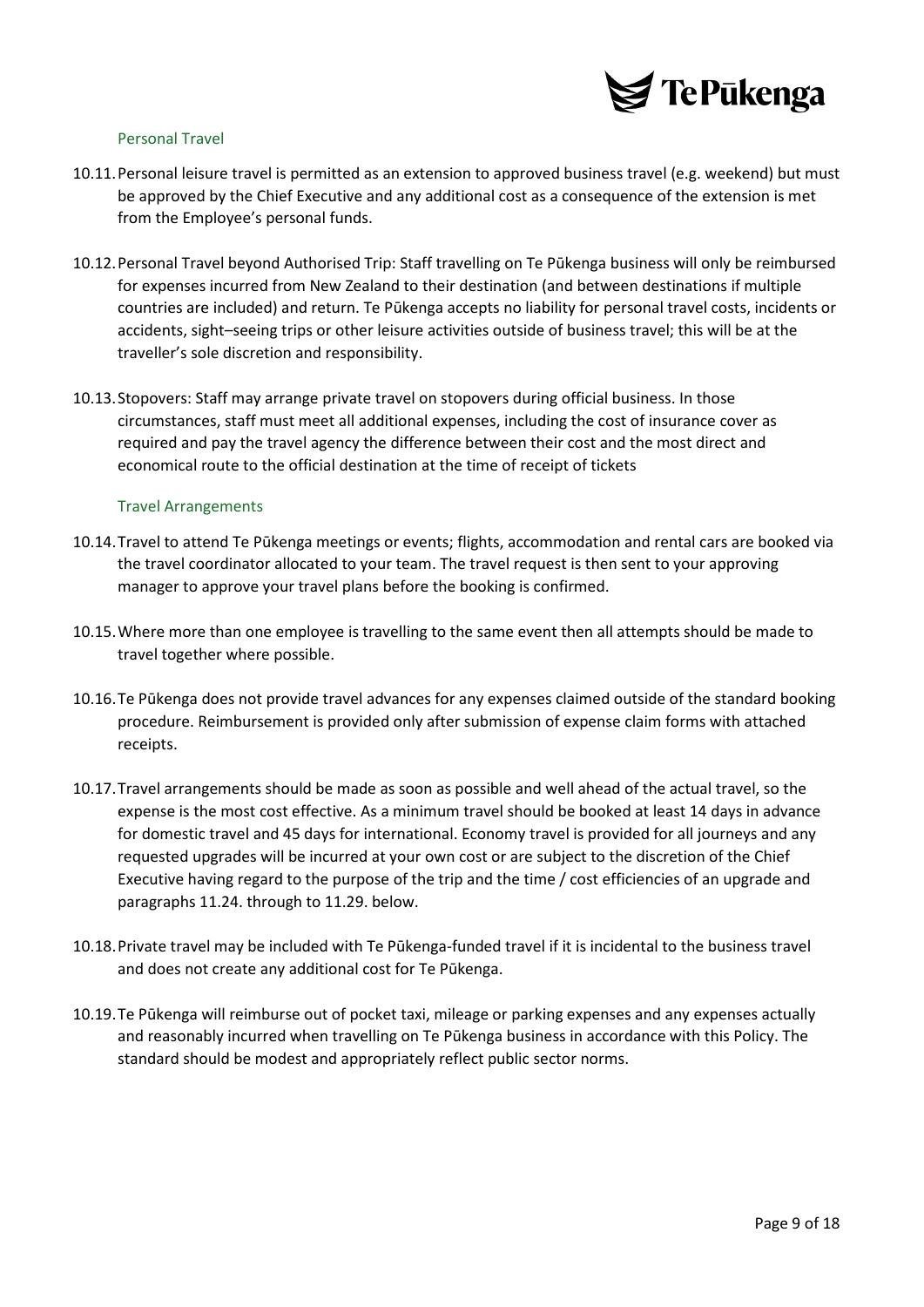### Personal Travel

10.11. Personal leisure travel is permitted as an extension to approved business travel (e.g. weekend) but must be approved by the Chief Executive and any additional cost as a consequence of the extension is met from the Employee's personal funds.

10.12. Personal Travel beyond Authorised Trip: Staff travelling on Te Pūkenga business will only be reimbursed for expenses incurred from New Zealand to their destination (and between destinations if multiple countries are included) and return. Te Pūkenga accepts no liability for personal travel costs, incidents or accidents, sight–seeing trips or other leisure activities outside of business travel; this will be at the traveller's sole discretion and responsibility.

10.13. Stopovers: Staff may arrange private travel on stopovers during official business. In those circumstances, staff must meet all additional expenses, including the cost of insurance cover as required and pay the travel agency the difference between their cost and the most direct and economical route to the official destination at the time of receipt of tickets

### Travel Arrangements

10.14. Travel to attend Te Pūkenga meetings or events; flights, accommodation and rental cars are booked via the travel coordinator allocated to your team. The travel request is then sent to your approving manager to approve your travel plans before the booking is confirmed.

10.15. Where more than one employee is travelling to the same event then all attempts should be made to travel together where possible.

10.16. Te Pūkenga does not provide travel advances for any expenses claimed outside of the standard booking procedure. Reimbursement is provided only after submission of expense claim forms with attached receipts.

10.17. Travel arrangements should be made as soon as possible and well ahead of the actual travel, so the expense is the most cost effective. As a minimum travel should be booked at least 14 days in advance for domestic travel and 45 days for international. Economy travel is provided for all journeys and any requested upgrades will be incurred at your own cost or are subject to the discretion of the Chief Executive having regard to the purpose of the trip and the time / cost efficiencies of an upgrade and paragraphs 11.24. through to 11.29. below.

10.18. Private travel may be included with Te Pūkenga-funded travel if it is incidental to the business travel and does not create any additional cost for Te Pūkenga.

10.19. Te Pūkenga will reimburse out of pocket taxi, mileage or parking expenses and any expenses actually and reasonably incurred when travelling on Te Pūkenga business in accordance with this Policy. The standard should be modest and appropriately reflect public sector norms.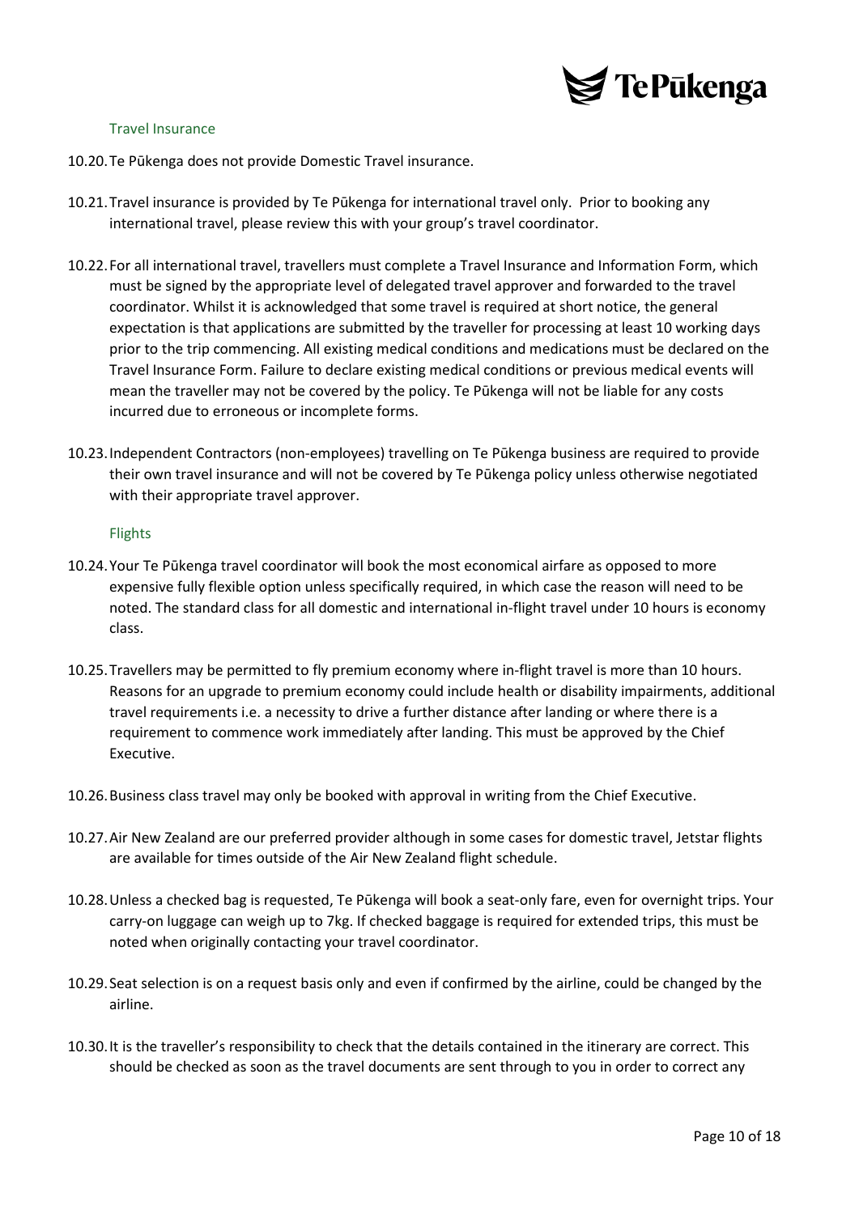### Travel Insurance

10.20. Te Pūkenga does not provide Domestic Travel insurance.

10.21. Travel insurance is provided by Te Pūkenga for international travel only. Prior to booking any international travel, please review this with your group's travel coordinator.

10.22. For all international travel, travellers must complete a Travel Insurance and Information Form, which must be signed by the appropriate level of delegated travel approver and forwarded to the travel coordinator. Whilst it is acknowledged that some travel is required at short notice, the general expectation is that applications are submitted by the traveller for processing at least 10 working days prior to the trip commencing. All existing medical conditions and medications must be declared on the Travel Insurance Form. Failure to declare existing medical conditions or previous medical events will mean the traveller may not be covered by the policy. Te Pūkenga will not be liable for any costs incurred due to erroneous or incomplete forms.

10.23. Independent Contractors (non-employees) travelling on Te Pūkenga business are required to provide their own travel insurance and will not be covered by Te Pūkenga policy unless otherwise negotiated with their appropriate travel approver.

### Flights

10.24. Your Te Pūkenga travel coordinator will book the most economical airfare as opposed to more expensive fully flexible option unless specifically required, in which case the reason will need to be noted. The standard class for all domestic and international in-flight travel under 10 hours is economy class.

10.25. Travellers may be permitted to fly premium economy where in-flight travel is more than 10 hours. Reasons for an upgrade to premium economy could include health or disability impairments, additional travel requirements i.e. a necessity to drive a further distance after landing or where there is a requirement to commence work immediately after landing. This must be approved by the Chief Executive.

10.26. Business class travel may only be booked with approval in writing from the Chief Executive.

10.27. Air New Zealand are our preferred provider although in some cases for domestic travel, Jetstar flights are available for times outside of the Air New Zealand flight schedule.

10.28. Unless a checked bag is requested, Te Pūkenga will book a seat-only fare, even for overnight trips. Your carry-on luggage can weigh up to 7kg. If checked baggage is required for extended trips, this must be noted when originally contacting your travel coordinator.

10.29. Seat selection is on a request basis only and even if confirmed by the airline, could be changed by the airline.

10.30. It is the traveller's responsibility to check that the details contained in the itinerary are correct. This should be checked as soon as the travel documents are sent through to you in order to correct any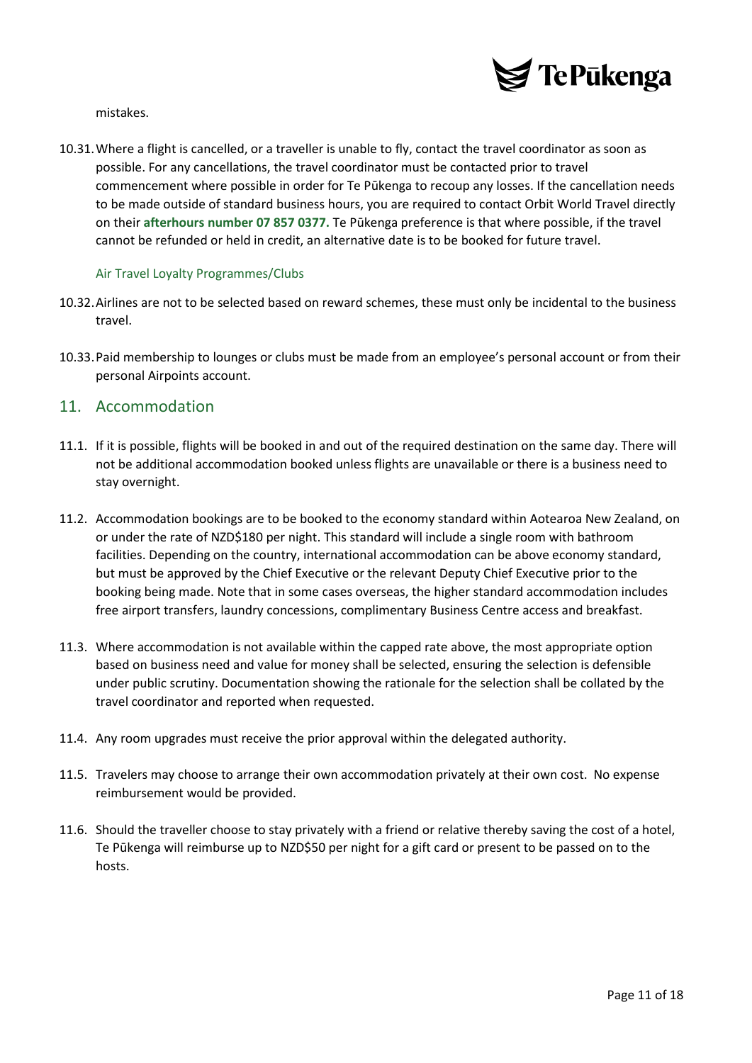mistakes.

10.31. Where a flight is cancelled, or a traveller is unable to fly, contact the travel coordinator as soon as possible. For any cancellations, the travel coordinator must be contacted prior to travel commencement where possible in order for Te Pūkenga to recoup any losses. If the cancellation needs to be made outside of standard business hours, you are required to contact Orbit World Travel directly on their **afterhours number 07 857 0377.** Te Pūkenga preference is that where possible, if the travel cannot be refunded or held in credit, an alternative date is to be booked for future travel.

### Air Travel Loyalty Programmes/Clubs

10.32. Airlines are not to be selected based on reward schemes, these must only be incidental to the business travel.

10.33. Paid membership to lounges or clubs must be made from an employee's personal account or from their personal Airpoints account.

## 11. Accommodation

11.1. If it is possible, flights will be booked in and out of the required destination on the same day. There will not be additional accommodation booked unless flights are unavailable or there is a business need to stay overnight.

11.2. Accommodation bookings are to be booked to the economy standard within Aotearoa New Zealand, on or under the rate of NZD$180 per night. This standard will include a single room with bathroom facilities. Depending on the country, international accommodation can be above economy standard, but must be approved by the Chief Executive or the relevant Deputy Chief Executive prior to the booking being made. Note that in some cases overseas, the higher standard accommodation includes free airport transfers, laundry concessions, complimentary Business Centre access and breakfast.

11.3. Where accommodation is not available within the capped rate above, the most appropriate option based on business need and value for money shall be selected, ensuring the selection is defensible under public scrutiny. Documentation showing the rationale for the selection shall be collated by the travel coordinator and reported when requested.

11.4. Any room upgrades must receive the prior approval within the delegated authority.

11.5. Travelers may choose to arrange their own accommodation privately at their own cost. No expense reimbursement would be provided.

11.6. Should the traveller choose to stay privately with a friend or relative thereby saving the cost of a hotel, Te Pūkenga will reimburse up to NZD$50 per night for a gift card or present to be passed on to the hosts.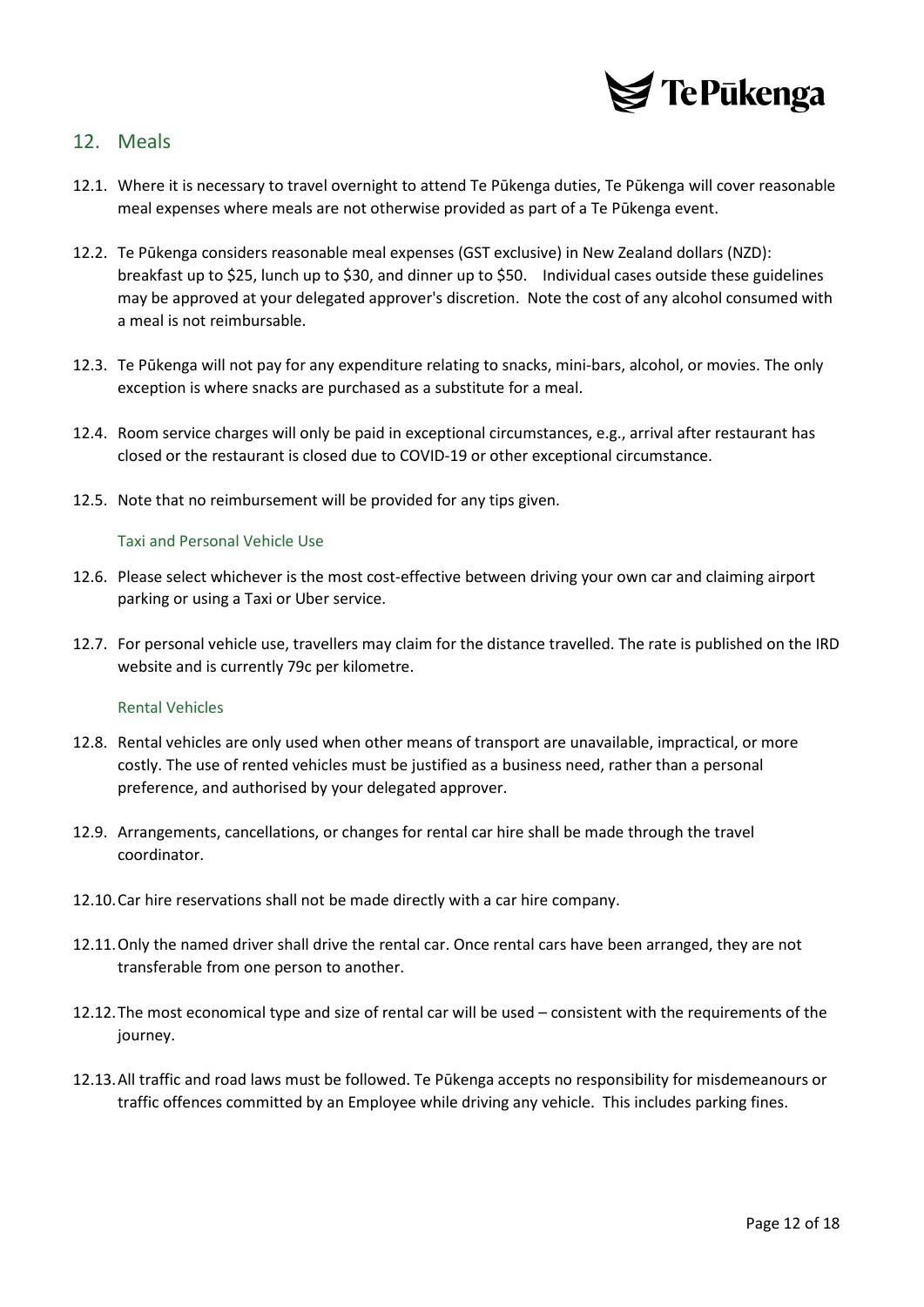## 12. Meals

12.1. Where it is necessary to travel overnight to attend Te Pūkenga duties, Te Pūkenga will cover reasonable meal expenses where meals are not otherwise provided as part of a Te Pūkenga event.

12.2. Te Pūkenga considers reasonable meal expenses (GST exclusive) in New Zealand dollars (NZD): breakfast up to $25, lunch up to $30, and dinner up to $50. Individual cases outside these guidelines may be approved at your delegated approver's discretion. Note the cost of any alcohol consumed with a meal is not reimbursable.

12.3. Te Pūkenga will not pay for any expenditure relating to snacks, mini-bars, alcohol, or movies. The only exception is where snacks are purchased as a substitute for a meal.

12.4. Room service charges will only be paid in exceptional circumstances, e.g., arrival after restaurant has closed or the restaurant is closed due to COVID-19 or other exceptional circumstance.

12.5. Note that no reimbursement will be provided for any tips given.

### Taxi and Personal Vehicle Use

12.6. Please select whichever is the most cost-effective between driving your own car and claiming airport parking or using a Taxi or Uber service.

12.7. For personal vehicle use, travellers may claim for the distance travelled. The rate is published on the IRD website and is currently 79c per kilometre.

### Rental Vehicles

12.8. Rental vehicles are only used when other means of transport are unavailable, impractical, or more costly. The use of rented vehicles must be justified as a business need, rather than a personal preference, and authorised by your delegated approver.

12.9. Arrangements, cancellations, or changes for rental car hire shall be made through the travel coordinator.

12.10. Car hire reservations shall not be made directly with a car hire company.

12.11. Only the named driver shall drive the rental car. Once rental cars have been arranged, they are not transferable from one person to another.

12.12. The most economical type and size of rental car will be used – consistent with the requirements of the journey.

12.13. All traffic and road laws must be followed. Te Pūkenga accepts no responsibility for misdemeanours or traffic offences committed by an Employee while driving any vehicle. This includes parking fines.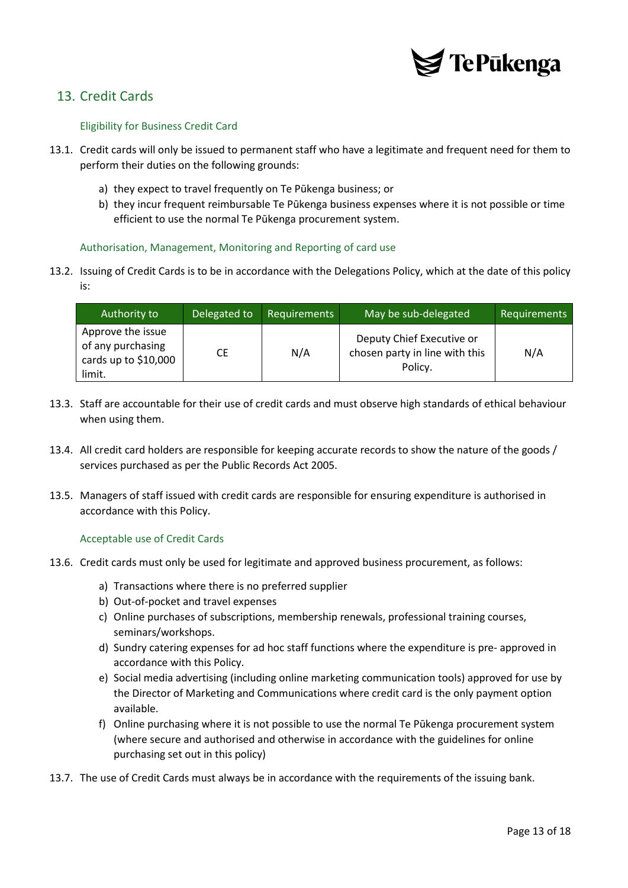## 13. Credit Cards

### Eligibility for Business Credit Card

13.1. Credit cards will only be issued to permanent staff who have a legitimate and frequent need for them to perform their duties on the following grounds:

- a) they expect to travel frequently on Te Pūkenga business; or
- b) they incur frequent reimbursable Te Pūkenga business expenses where it is not possible or time efficient to use the normal Te Pūkenga procurement system.

### Authorisation, Management, Monitoring and Reporting of card use

13.2. Issuing of Credit Cards is to be in accordance with the Delegations Policy, which at the date of this policy is:

| Authority to | Delegated to | Requirements | May be sub-delegated | Requirements |
|---|---|---|---|---|
| Approve the issue of any purchasing cards up to $10,000 limit. | CE | N/A | Deputy Chief Executive or chosen party in line with this Policy. | N/A |

13.3. Staff are accountable for their use of credit cards and must observe high standards of ethical behaviour when using them.

13.4. All credit card holders are responsible for keeping accurate records to show the nature of the goods / services purchased as per the Public Records Act 2005.

13.5. Managers of staff issued with credit cards are responsible for ensuring expenditure is authorised in accordance with this Policy.

### Acceptable use of Credit Cards

13.6. Credit cards must only be used for legitimate and approved business procurement, as follows:

- a) Transactions where there is no preferred supplier
- b) Out-of-pocket and travel expenses
- c) Online purchases of subscriptions, membership renewals, professional training courses, seminars/workshops.
- d) Sundry catering expenses for ad hoc staff functions where the expenditure is pre- approved in accordance with this Policy.
- e) Social media advertising (including online marketing communication tools) approved for use by the Director of Marketing and Communications where credit card is the only payment option available.
- f) Online purchasing where it is not possible to use the normal Te Pūkenga procurement system (where secure and authorised and otherwise in accordance with the guidelines for online purchasing set out in this policy)

13.7. The use of Credit Cards must always be in accordance with the requirements of the issuing bank.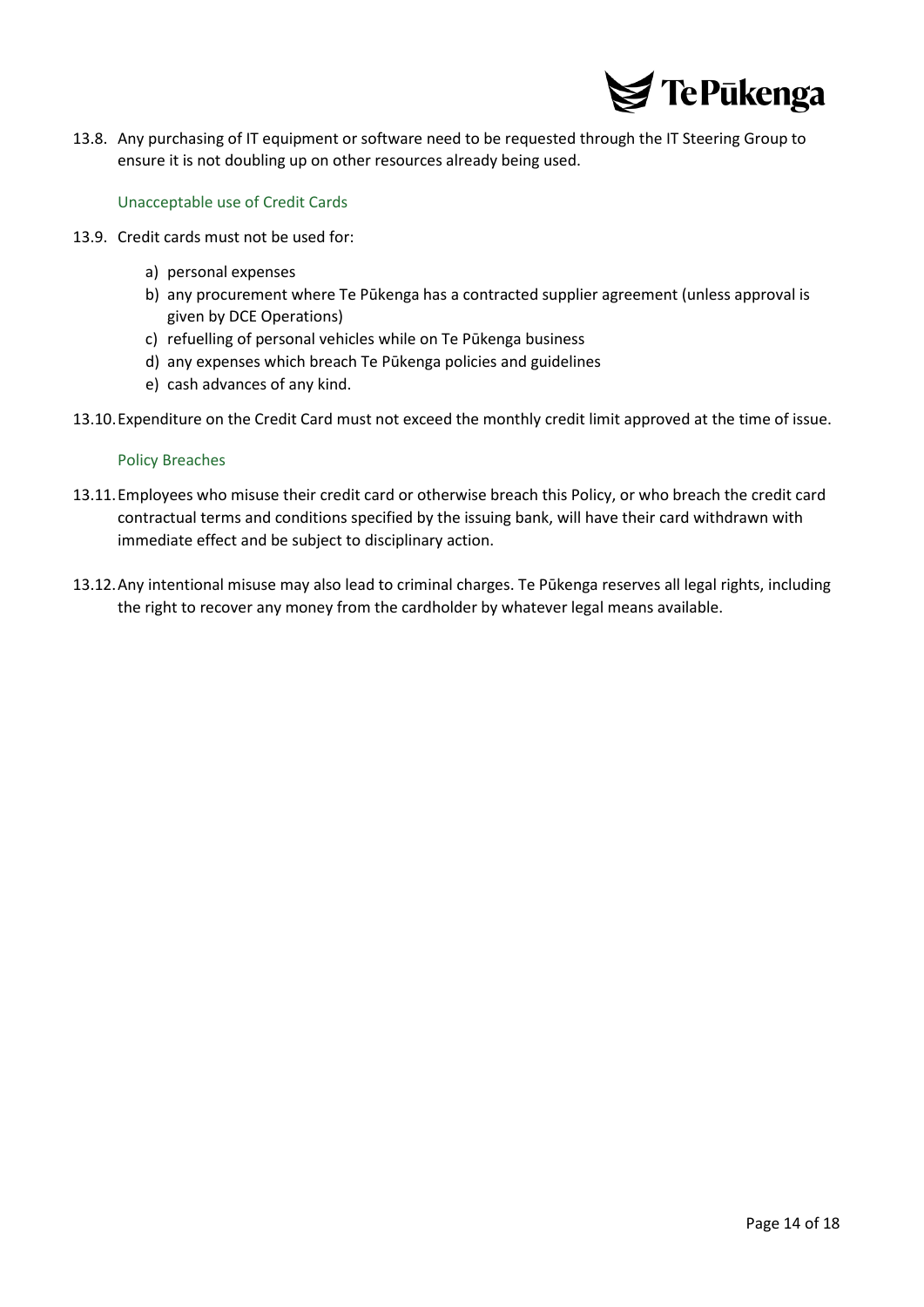13.8. Any purchasing of IT equipment or software need to be requested through the IT Steering Group to ensure it is not doubling up on other resources already being used.

### Unacceptable use of Credit Cards

13.9. Credit cards must not be used for:

a) personal expenses
b) any procurement where Te Pūkenga has a contracted supplier agreement (unless approval is given by DCE Operations)
c) refuelling of personal vehicles while on Te Pūkenga business
d) any expenses which breach Te Pūkenga policies and guidelines
e) cash advances of any kind.

13.10. Expenditure on the Credit Card must not exceed the monthly credit limit approved at the time of issue.

### Policy Breaches

13.11. Employees who misuse their credit card or otherwise breach this Policy, or who breach the credit card contractual terms and conditions specified by the issuing bank, will have their card withdrawn with immediate effect and be subject to disciplinary action.

13.12. Any intentional misuse may also lead to criminal charges. Te Pūkenga reserves all legal rights, including the right to recover any money from the cardholder by whatever legal means available.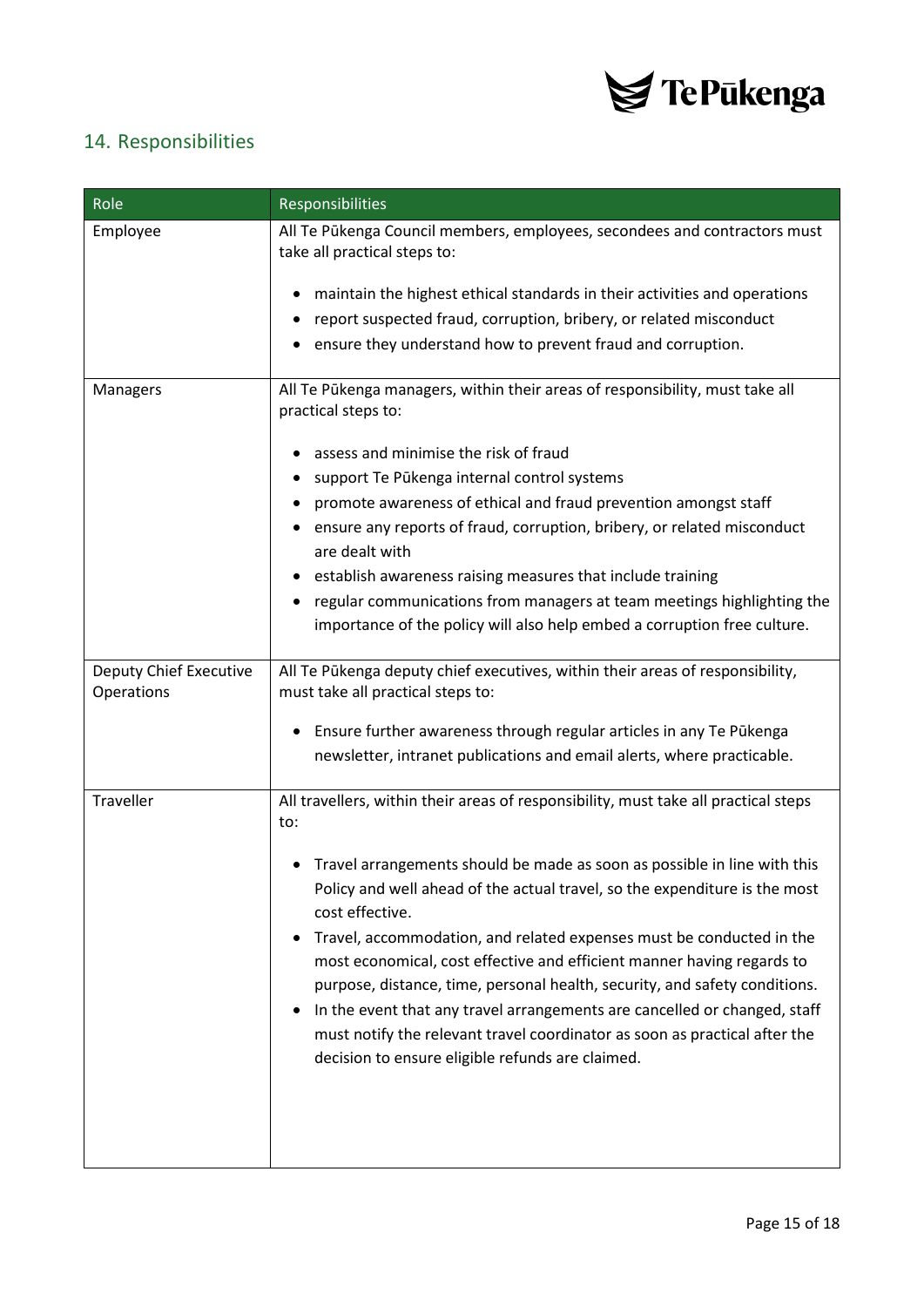## 14. Responsibilities

| Role | Responsibilities |
| --- | --- |
| Employee | All Te Pūkenga Council members, employees, secondees and contractors must take all practical steps to:<br><br>• maintain the highest ethical standards in their activities and operations<br>• report suspected fraud, corruption, bribery, or related misconduct<br>• ensure they understand how to prevent fraud and corruption. |
| Managers | All Te Pūkenga managers, within their areas of responsibility, must take all practical steps to:<br><br>• assess and minimise the risk of fraud<br>• support Te Pūkenga internal control systems<br>• promote awareness of ethical and fraud prevention amongst staff<br>• ensure any reports of fraud, corruption, bribery, or related misconduct are dealt with<br>• establish awareness raising measures that include training<br>• regular communications from managers at team meetings highlighting the importance of the policy will also help embed a corruption free culture. |
| Deputy Chief Executive Operations | All Te Pūkenga deputy chief executives, within their areas of responsibility, must take all practical steps to:<br><br>• Ensure further awareness through regular articles in any Te Pūkenga newsletter, intranet publications and email alerts, where practicable. |
| Traveller | All travellers, within their areas of responsibility, must take all practical steps to:<br><br>• Travel arrangements should be made as soon as possible in line with this Policy and well ahead of the actual travel, so the expenditure is the most cost effective.<br>• Travel, accommodation, and related expenses must be conducted in the most economical, cost effective and efficient manner having regards to purpose, distance, time, personal health, security, and safety conditions.<br>• In the event that any travel arrangements are cancelled or changed, staff must notify the relevant travel coordinator as soon as practical after the decision to ensure eligible refunds are claimed. |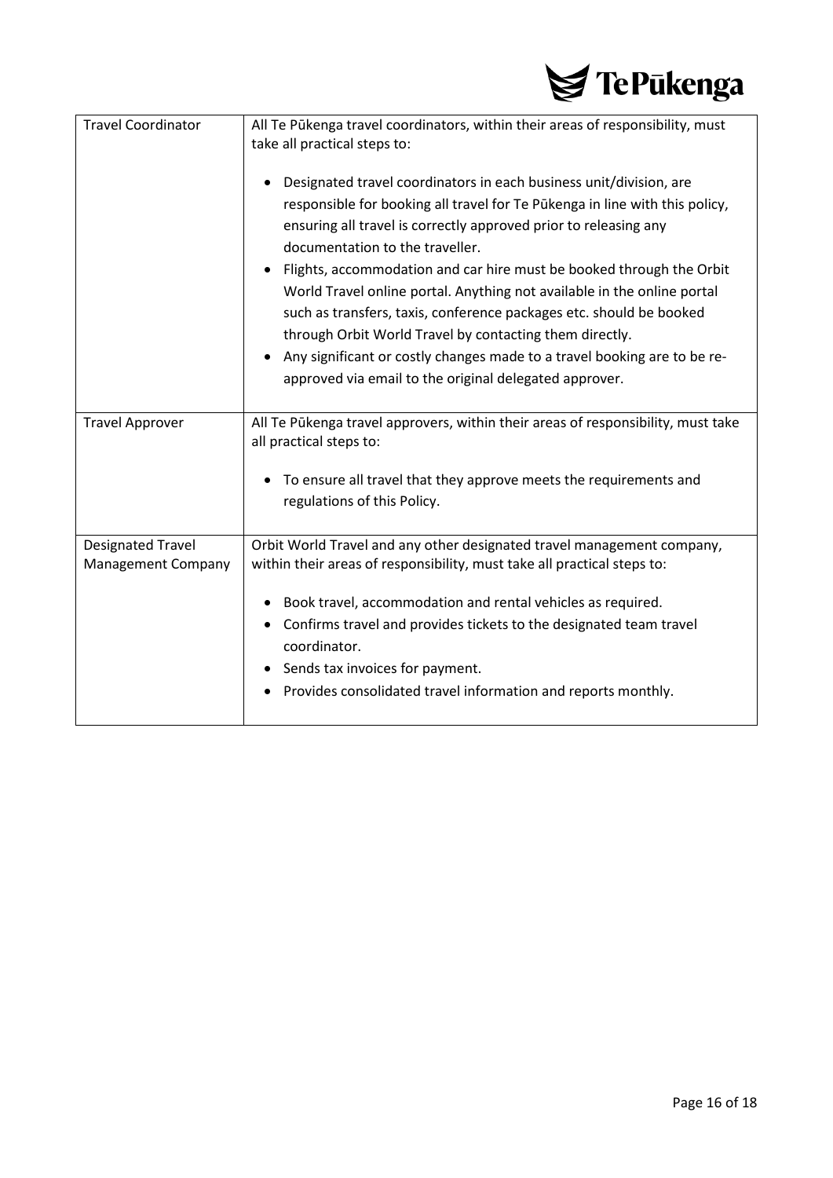| | |
|---|---|
| Travel Coordinator | All Te Pūkenga travel coordinators, within their areas of responsibility, must take all practical steps to:<br><br>• Designated travel coordinators in each business unit/division, are responsible for booking all travel for Te Pūkenga in line with this policy, ensuring all travel is correctly approved prior to releasing any documentation to the traveller.<br>• Flights, accommodation and car hire must be booked through the Orbit World Travel online portal. Anything not available in the online portal such as transfers, taxis, conference packages etc. should be booked through Orbit World Travel by contacting them directly.<br>• Any significant or costly changes made to a travel booking are to be re-approved via email to the original delegated approver. |
| Travel Approver | All Te Pūkenga travel approvers, within their areas of responsibility, must take all practical steps to:<br><br>• To ensure all travel that they approve meets the requirements and regulations of this Policy. |
| Designated Travel Management Company | Orbit World Travel and any other designated travel management company, within their areas of responsibility, must take all practical steps to:<br><br>• Book travel, accommodation and rental vehicles as required.<br>• Confirms travel and provides tickets to the designated team travel coordinator.<br>• Sends tax invoices for payment.<br>• Provides consolidated travel information and reports monthly. |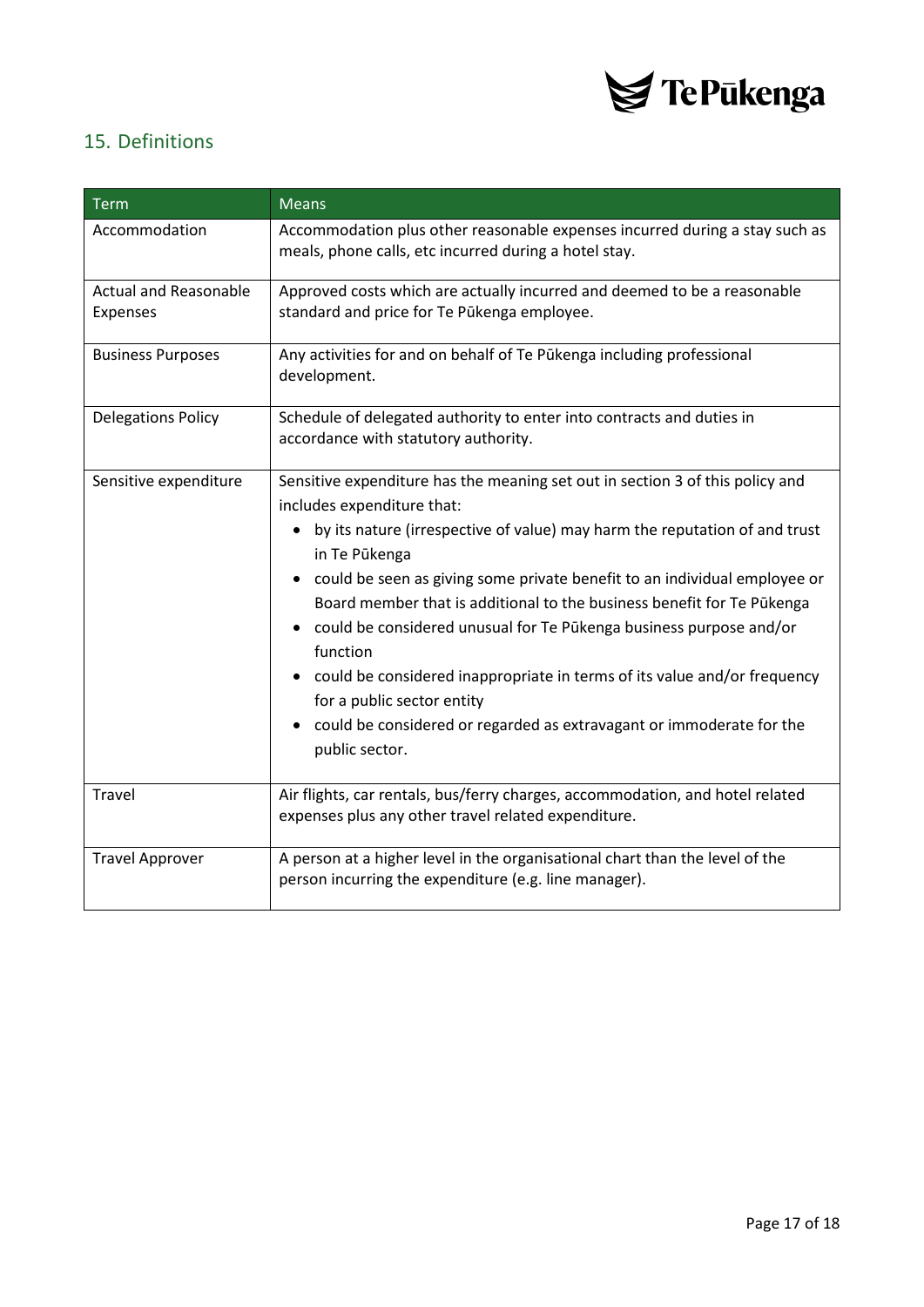## 15. Definitions

| Term | Means |
| --- | --- |
| Accommodation | Accommodation plus other reasonable expenses incurred during a stay such as meals, phone calls, etc incurred during a hotel stay. |
| Actual and Reasonable Expenses | Approved costs which are actually incurred and deemed to be a reasonable standard and price for Te Pūkenga employee. |
| Business Purposes | Any activities for and on behalf of Te Pūkenga including professional development. |
| Delegations Policy | Schedule of delegated authority to enter into contracts and duties in accordance with statutory authority. |
| Sensitive expenditure | Sensitive expenditure has the meaning set out in section 3 of this policy and includes expenditure that:<br>• by its nature (irrespective of value) may harm the reputation of and trust in Te Pūkenga<br>• could be seen as giving some private benefit to an individual employee or Board member that is additional to the business benefit for Te Pūkenga<br>• could be considered unusual for Te Pūkenga business purpose and/or function<br>• could be considered inappropriate in terms of its value and/or frequency for a public sector entity<br>• could be considered or regarded as extravagant or immoderate for the public sector. |
| Travel | Air flights, car rentals, bus/ferry charges, accommodation, and hotel related expenses plus any other travel related expenditure. |
| Travel Approver | A person at a higher level in the organisational chart than the level of the person incurring the expenditure (e.g. line manager). |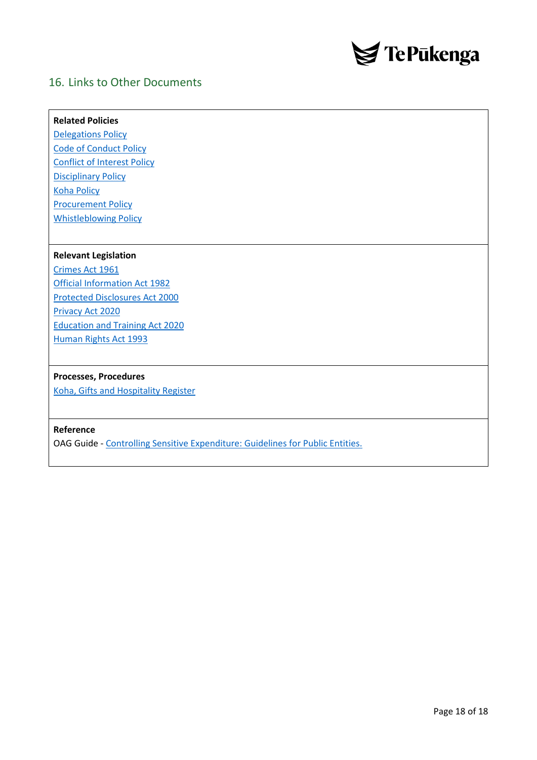## 16. Links to Other Documents

**Related Policies**

Delegations Policy
Code of Conduct Policy
Conflict of Interest Policy
Disciplinary Policy
Koha Policy
Procurement Policy
Whistleblowing Policy

**Relevant Legislation**

Crimes Act 1961
Official Information Act 1982
Protected Disclosures Act 2000
Privacy Act 2020
Education and Training Act 2020
Human Rights Act 1993

**Processes, Procedures**

Koha, Gifts and Hospitality Register

**Reference**

OAG Guide - Controlling Sensitive Expenditure: Guidelines for Public Entities.